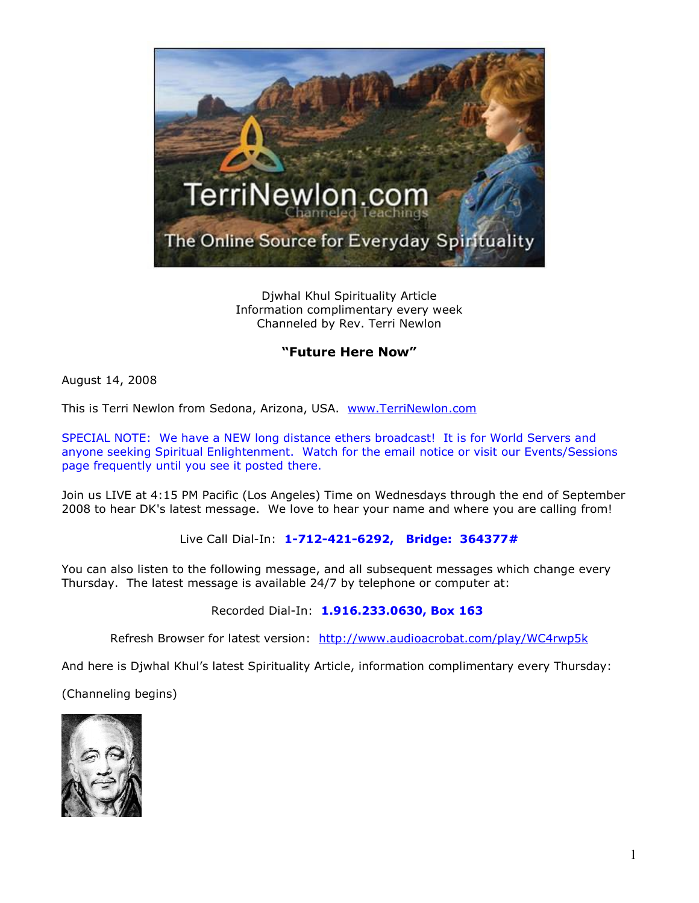Djwhal Khul Spirituality Article
Information complimentary every week
Channeled by Rev. Terri Newlon

## "Future Here Now"

August 14, 2008

This is Terri Newlon from Sedona, Arizona, USA. www.TerriNewlon.com

SPECIAL NOTE: We have a NEW long distance ethers broadcast! It is for World Servers and anyone seeking Spiritual Enlightenment. Watch for the email notice or visit our Events/Sessions page frequently until you see it posted there.

Join us LIVE at 4:15 PM Pacific (Los Angeles) Time on Wednesdays through the end of September 2008 to hear DK's latest message. We love to hear your name and where you are calling from!

Live Call Dial-In: **1-712-421-6292, Bridge: 364377#**

You can also listen to the following message, and all subsequent messages which change every Thursday. The latest message is available 24/7 by telephone or computer at:

Recorded Dial-In: **1.916.233.0630, Box 163**

Refresh Browser for latest version: http://www.audioacrobat.com/play/WC4rwp5k

And here is Djwhal Khul's latest Spirituality Article, information complimentary every Thursday:

(Channeling begins)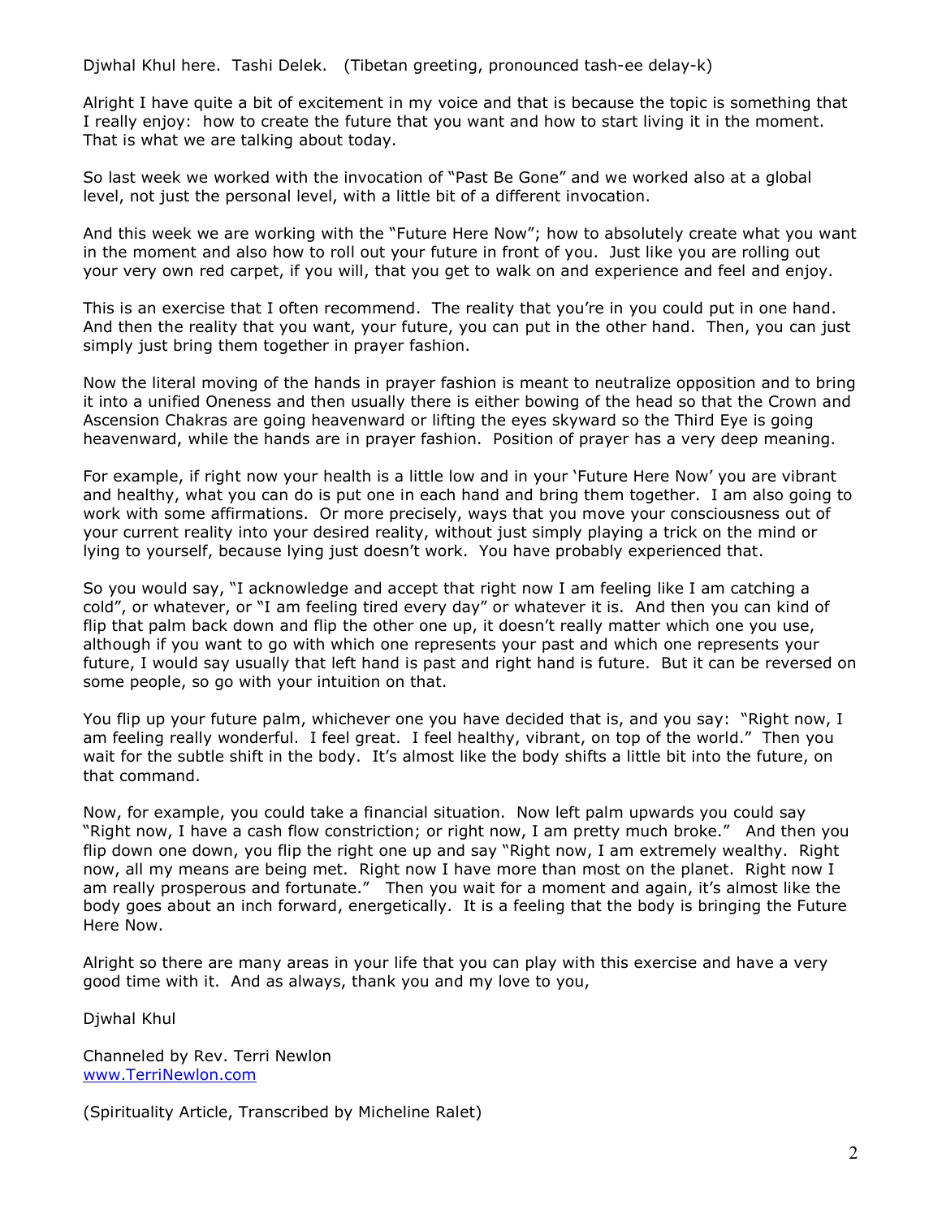Djwhal Khul here. Tashi Delek. (Tibetan greeting, pronounced tash-ee delay-k)

Alright I have quite a bit of excitement in my voice and that is because the topic is something that I really enjoy: how to create the future that you want and how to start living it in the moment. That is what we are talking about today.

So last week we worked with the invocation of "Past Be Gone" and we worked also at a global level, not just the personal level, with a little bit of a different invocation.

And this week we are working with the "Future Here Now"; how to absolutely create what you want in the moment and also how to roll out your future in front of you. Just like you are rolling out your very own red carpet, if you will, that you get to walk on and experience and feel and enjoy.

This is an exercise that I often recommend. The reality that you're in you could put in one hand. And then the reality that you want, your future, you can put in the other hand. Then, you can just simply just bring them together in prayer fashion.

Now the literal moving of the hands in prayer fashion is meant to neutralize opposition and to bring it into a unified Oneness and then usually there is either bowing of the head so that the Crown and Ascension Chakras are going heavenward or lifting the eyes skyward so the Third Eye is going heavenward, while the hands are in prayer fashion. Position of prayer has a very deep meaning.

For example, if right now your health is a little low and in your 'Future Here Now' you are vibrant and healthy, what you can do is put one in each hand and bring them together. I am also going to work with some affirmations. Or more precisely, ways that you move your consciousness out of your current reality into your desired reality, without just simply playing a trick on the mind or lying to yourself, because lying just doesn't work. You have probably experienced that.

So you would say, "I acknowledge and accept that right now I am feeling like I am catching a cold", or whatever, or "I am feeling tired every day" or whatever it is. And then you can kind of flip that palm back down and flip the other one up, it doesn't really matter which one you use, although if you want to go with which one represents your past and which one represents your future, I would say usually that left hand is past and right hand is future. But it can be reversed on some people, so go with your intuition on that.

You flip up your future palm, whichever one you have decided that is, and you say: "Right now, I am feeling really wonderful. I feel great. I feel healthy, vibrant, on top of the world." Then you wait for the subtle shift in the body. It's almost like the body shifts a little bit into the future, on that command.

Now, for example, you could take a financial situation. Now left palm upwards you could say "Right now, I have a cash flow constriction; or right now, I am pretty much broke." And then you flip down one down, you flip the right one up and say "Right now, I am extremely wealthy. Right now, all my means are being met. Right now I have more than most on the planet. Right now I am really prosperous and fortunate." Then you wait for a moment and again, it's almost like the body goes about an inch forward, energetically. It is a feeling that the body is bringing the Future Here Now.

Alright so there are many areas in your life that you can play with this exercise and have a very good time with it. And as always, thank you and my love to you,

Djwhal Khul

Channeled by Rev. Terri Newlon
[www.TerriNewlon.com](www.TerriNewlon.com)

(Spirituality Article, Transcribed by Micheline Ralet)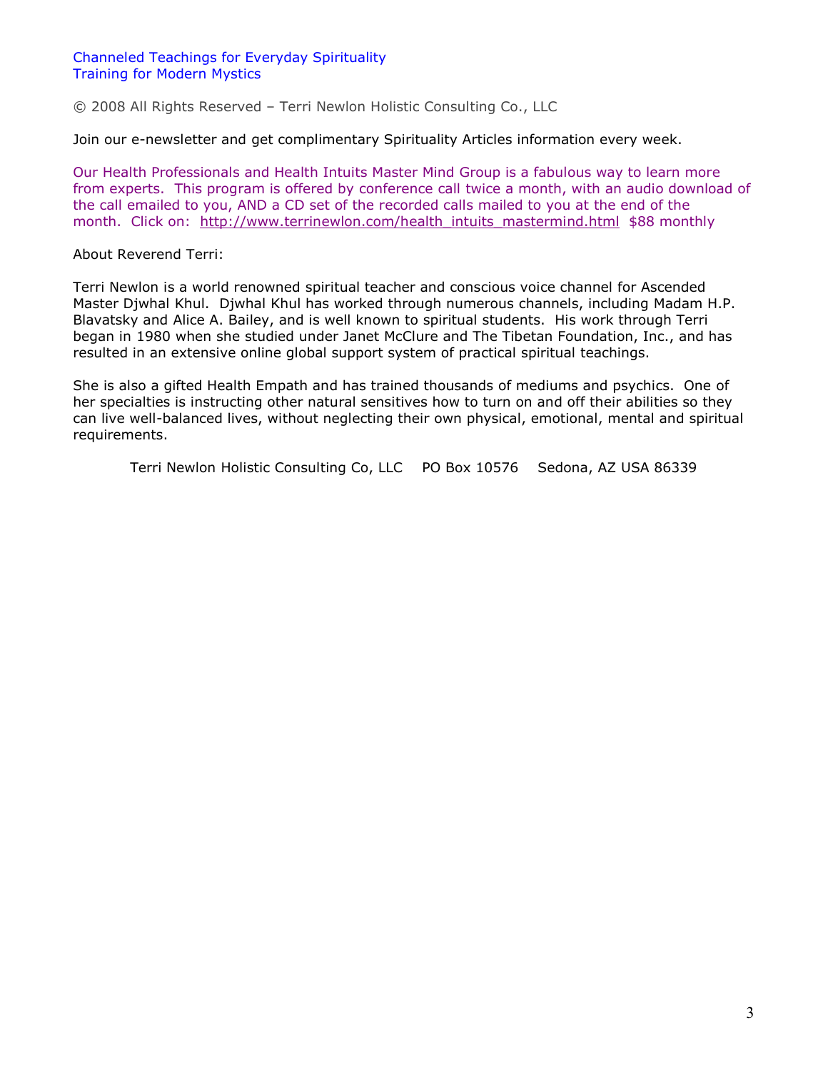Channeled Teachings for Everyday Spirituality
Training for Modern Mystics

© 2008 All Rights Reserved – Terri Newlon Holistic Consulting Co., LLC

Join our e-newsletter and get complimentary Spirituality Articles information every week.

Our Health Professionals and Health Intuits Master Mind Group is a fabulous way to learn more from experts. This program is offered by conference call twice a month, with an audio download of the call emailed to you, AND a CD set of the recorded calls mailed to you at the end of the month. Click on: http://www.terrinewlon.com/health_intuits_mastermind.html $88 monthly

About Reverend Terri:

Terri Newlon is a world renowned spiritual teacher and conscious voice channel for Ascended Master Djwhal Khul. Djwhal Khul has worked through numerous channels, including Madam H.P. Blavatsky and Alice A. Bailey, and is well known to spiritual students. His work through Terri began in 1980 when she studied under Janet McClure and The Tibetan Foundation, Inc., and has resulted in an extensive online global support system of practical spiritual teachings.

She is also a gifted Health Empath and has trained thousands of mediums and psychics. One of her specialties is instructing other natural sensitives how to turn on and off their abilities so they can live well-balanced lives, without neglecting their own physical, emotional, mental and spiritual requirements.

Terri Newlon Holistic Consulting Co, LLC PO Box 10576 Sedona, AZ USA 86339